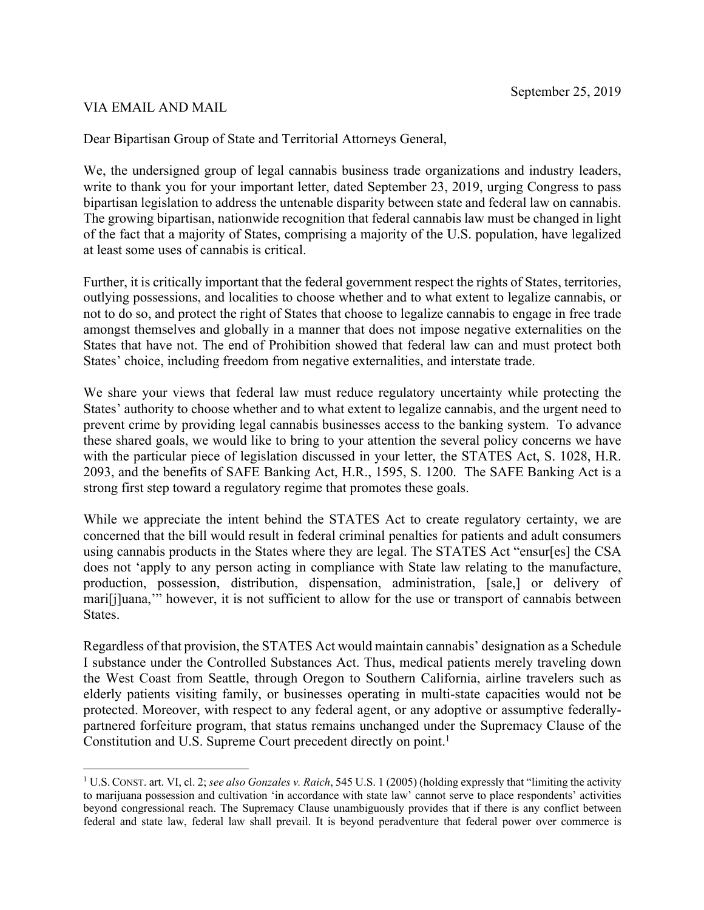September 25, 2019

VIA EMAIL AND MAIL

Dear Bipartisan Group of State and Territorial Attorneys General,

We, the undersigned group of legal cannabis business trade organizations and industry leaders, write to thank you for your important letter, dated September 23, 2019, urging Congress to pass bipartisan legislation to address the untenable disparity between state and federal law on cannabis. The growing bipartisan, nationwide recognition that federal cannabis law must be changed in light of the fact that a majority of States, comprising a majority of the U.S. population, have legalized at least some uses of cannabis is critical.

Further, it is critically important that the federal government respect the rights of States, territories, outlying possessions, and localities to choose whether and to what extent to legalize cannabis, or not to do so, and protect the right of States that choose to legalize cannabis to engage in free trade amongst themselves and globally in a manner that does not impose negative externalities on the States that have not. The end of Prohibition showed that federal law can and must protect both States' choice, including freedom from negative externalities, and interstate trade.

We share your views that federal law must reduce regulatory uncertainty while protecting the States' authority to choose whether and to what extent to legalize cannabis, and the urgent need to prevent crime by providing legal cannabis businesses access to the banking system. To advance these shared goals, we would like to bring to your attention the several policy concerns we have with the particular piece of legislation discussed in your letter, the STATES Act, S. 1028, H.R. 2093, and the benefits of SAFE Banking Act, H.R., 1595, S. 1200. The SAFE Banking Act is a strong first step toward a regulatory regime that promotes these goals.

While we appreciate the intent behind the STATES Act to create regulatory certainty, we are concerned that the bill would result in federal criminal penalties for patients and adult consumers using cannabis products in the States where they are legal. The STATES Act "ensur[es] the CSA does not 'apply to any person acting in compliance with State law relating to the manufacture, production, possession, distribution, dispensation, administration, [sale,] or delivery of mari[j]uana,'" however, it is not sufficient to allow for the use or transport of cannabis between States.

Regardless of that provision, the STATES Act would maintain cannabis' designation as a Schedule I substance under the Controlled Substances Act. Thus, medical patients merely traveling down the West Coast from Seattle, through Oregon to Southern California, airline travelers such as elderly patients visiting family, or businesses operating in multi-state capacities would not be protected. Moreover, with respect to any federal agent, or any adoptive or assumptive federally-partnered forfeiture program, that status remains unchanged under the Supremacy Clause of the Constitution and U.S. Supreme Court precedent directly on point.[1]

---

[1] U.S. CONST. art. VI, cl. 2; *see also Gonzales v. Raich*, 545 U.S. 1 (2005) (holding expressly that "limiting the activity to marijuana possession and cultivation 'in accordance with state law' cannot serve to place respondents' activities beyond congressional reach. The Supremacy Clause unambiguously provides that if there is any conflict between federal and state law, federal law shall prevail. It is beyond peradventure that federal power over commerce is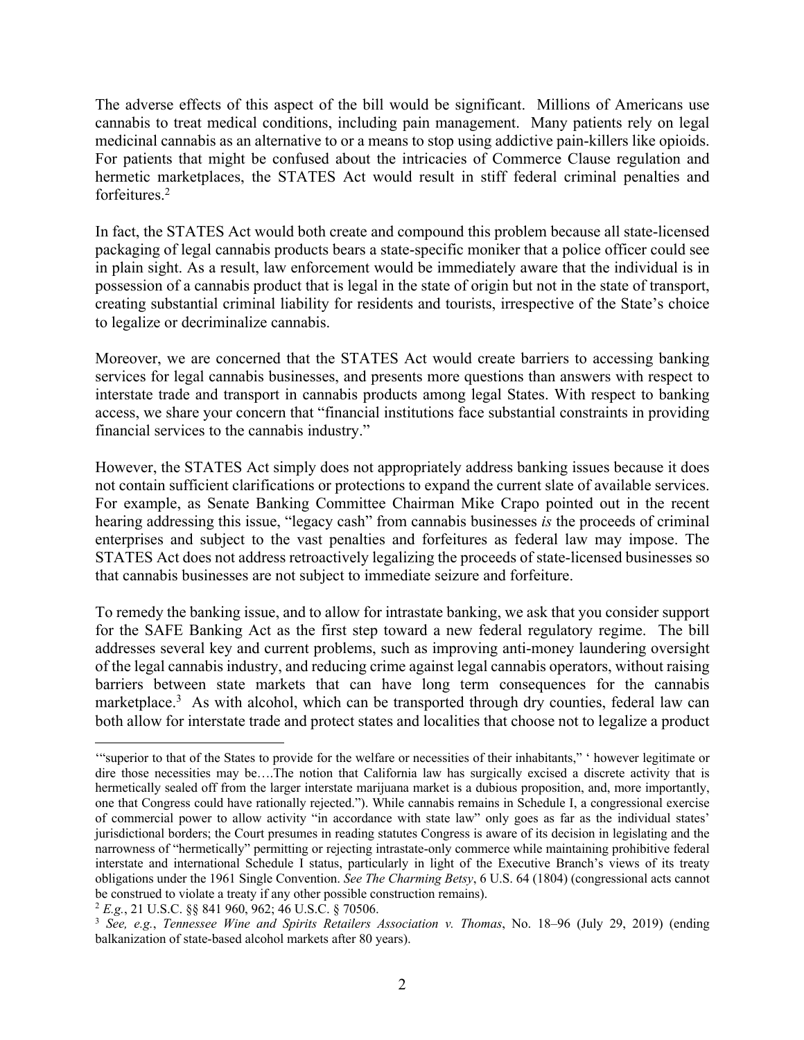The adverse effects of this aspect of the bill would be significant. Millions of Americans use cannabis to treat medical conditions, including pain management. Many patients rely on legal medicinal cannabis as an alternative to or a means to stop using addictive pain-killers like opioids. For patients that might be confused about the intricacies of Commerce Clause regulation and hermetic marketplaces, the STATES Act would result in stiff federal criminal penalties and forfeitures.[2]

In fact, the STATES Act would both create and compound this problem because all state-licensed packaging of legal cannabis products bears a state-specific moniker that a police officer could see in plain sight. As a result, law enforcement would be immediately aware that the individual is in possession of a cannabis product that is legal in the state of origin but not in the state of transport, creating substantial criminal liability for residents and tourists, irrespective of the State's choice to legalize or decriminalize cannabis.

Moreover, we are concerned that the STATES Act would create barriers to accessing banking services for legal cannabis businesses, and presents more questions than answers with respect to interstate trade and transport in cannabis products among legal States. With respect to banking access, we share your concern that "financial institutions face substantial constraints in providing financial services to the cannabis industry."

However, the STATES Act simply does not appropriately address banking issues because it does not contain sufficient clarifications or protections to expand the current slate of available services. For example, as Senate Banking Committee Chairman Mike Crapo pointed out in the recent hearing addressing this issue, "legacy cash" from cannabis businesses *is* the proceeds of criminal enterprises and subject to the vast penalties and forfeitures as federal law may impose. The STATES Act does not address retroactively legalizing the proceeds of state-licensed businesses so that cannabis businesses are not subject to immediate seizure and forfeiture.

To remedy the banking issue, and to allow for intrastate banking, we ask that you consider support for the SAFE Banking Act as the first step toward a new federal regulatory regime. The bill addresses several key and current problems, such as improving anti-money laundering oversight of the legal cannabis industry, and reducing crime against legal cannabis operators, without raising barriers between state markets that can have long term consequences for the cannabis marketplace.[3] As with alcohol, which can be transported through dry counties, federal law can both allow for interstate trade and protect states and localities that choose not to legalize a product

---

'"superior to that of the States to provide for the welfare or necessities of their inhabitants," ' however legitimate or dire those necessities may be….The notion that California law has surgically excised a discrete activity that is hermetically sealed off from the larger interstate marijuana market is a dubious proposition, and, more importantly, one that Congress could have rationally rejected."). While cannabis remains in Schedule I, a congressional exercise of commercial power to allow activity "in accordance with state law" only goes as far as the individual states' jurisdictional borders; the Court presumes in reading statutes Congress is aware of its decision in legislating and the narrowness of "hermetically" permitting or rejecting intrastate-only commerce while maintaining prohibitive federal interstate and international Schedule I status, particularly in light of the Executive Branch's views of its treaty obligations under the 1961 Single Convention. *See The Charming Betsy*, 6 U.S. 64 (1804) (congressional acts cannot be construed to violate a treaty if any other possible construction remains).

[2] *E.g.*, 21 U.S.C. §§ 841 960, 962; 46 U.S.C. § 70506.

[3] *See, e.g.*, *Tennessee Wine and Spirits Retailers Association v. Thomas*, No. 18–96 (July 29, 2019) (ending balkanization of state-based alcohol markets after 80 years).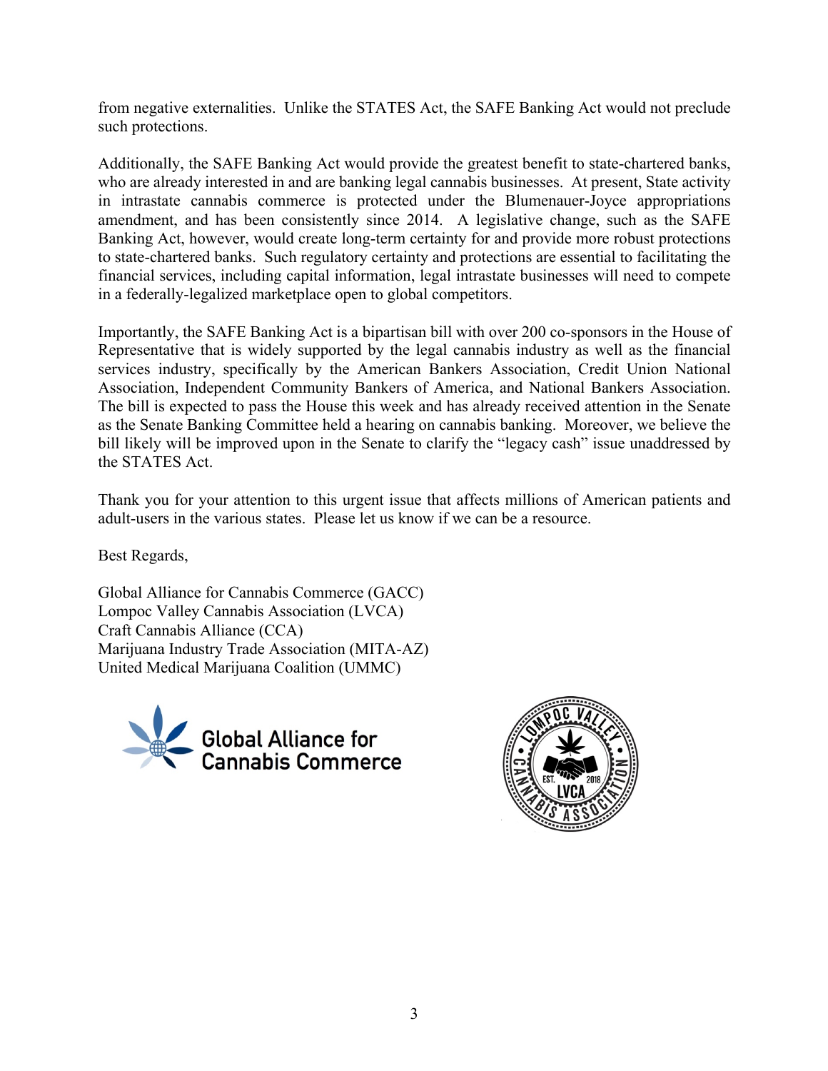from negative externalities. Unlike the STATES Act, the SAFE Banking Act would not preclude such protections.

Additionally, the SAFE Banking Act would provide the greatest benefit to state-chartered banks, who are already interested in and are banking legal cannabis businesses. At present, State activity in intrastate cannabis commerce is protected under the Blumenauer-Joyce appropriations amendment, and has been consistently since 2014. A legislative change, such as the SAFE Banking Act, however, would create long-term certainty for and provide more robust protections to state-chartered banks. Such regulatory certainty and protections are essential to facilitating the financial services, including capital information, legal intrastate businesses will need to compete in a federally-legalized marketplace open to global competitors.

Importantly, the SAFE Banking Act is a bipartisan bill with over 200 co-sponsors in the House of Representative that is widely supported by the legal cannabis industry as well as the financial services industry, specifically by the American Bankers Association, Credit Union National Association, Independent Community Bankers of America, and National Bankers Association. The bill is expected to pass the House this week and has already received attention in the Senate as the Senate Banking Committee held a hearing on cannabis banking. Moreover, we believe the bill likely will be improved upon in the Senate to clarify the "legacy cash" issue unaddressed by the STATES Act.

Thank you for your attention to this urgent issue that affects millions of American patients and adult-users in the various states. Please let us know if we can be a resource.

Best Regards,

Global Alliance for Cannabis Commerce (GACC)
Lompoc Valley Cannabis Association (LVCA)
Craft Cannabis Alliance (CCA)
Marijuana Industry Trade Association (MITA-AZ)
United Medical Marijuana Coalition (UMMC)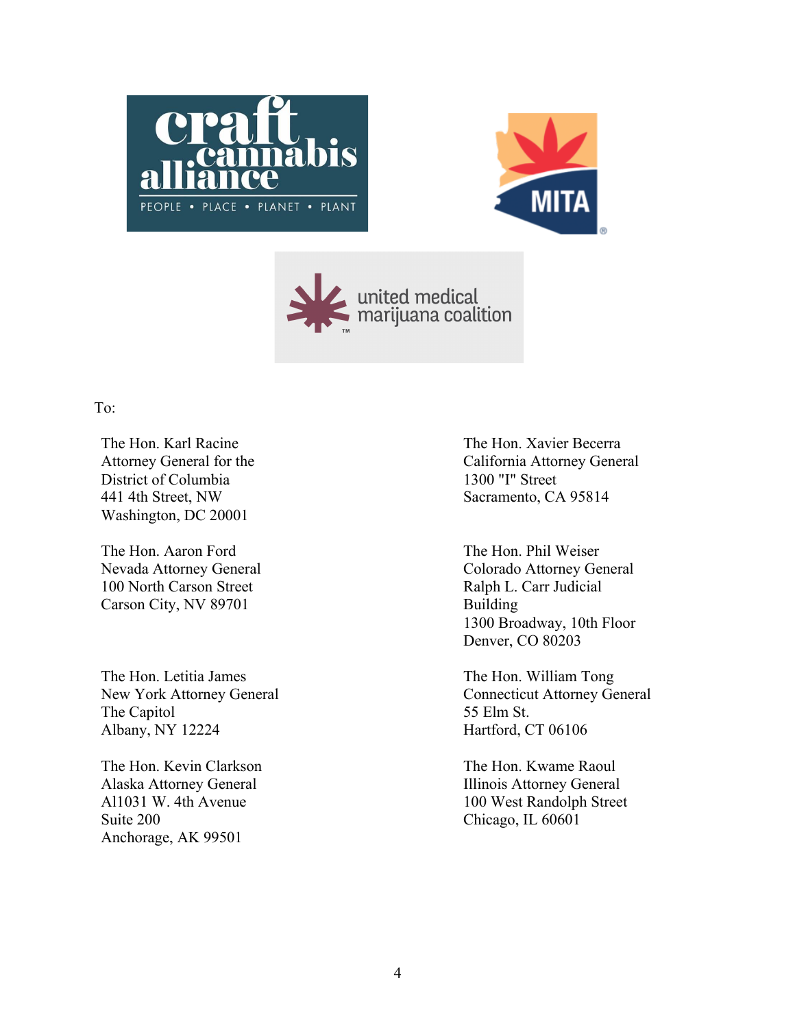To:

The Hon. Karl Racine
Attorney General for the
District of Columbia
441 4th Street, NW
Washington, DC 20001

The Hon. Xavier Becerra
California Attorney General
1300 "I" Street
Sacramento, CA 95814

The Hon. Aaron Ford
Nevada Attorney General
100 North Carson Street
Carson City, NV 89701

The Hon. Phil Weiser
Colorado Attorney General
Ralph L. Carr Judicial
Building
1300 Broadway, 10th Floor
Denver, CO 80203

The Hon. Letitia James
New York Attorney General
The Capitol
Albany, NY 12224

The Hon. William Tong
Connecticut Attorney General
55 Elm St.
Hartford, CT 06106

The Hon. Kevin Clarkson
Alaska Attorney General
Al1031 W. 4th Avenue
Suite 200
Anchorage, AK 99501

The Hon. Kwame Raoul
Illinois Attorney General
100 West Randolph Street
Chicago, IL 60601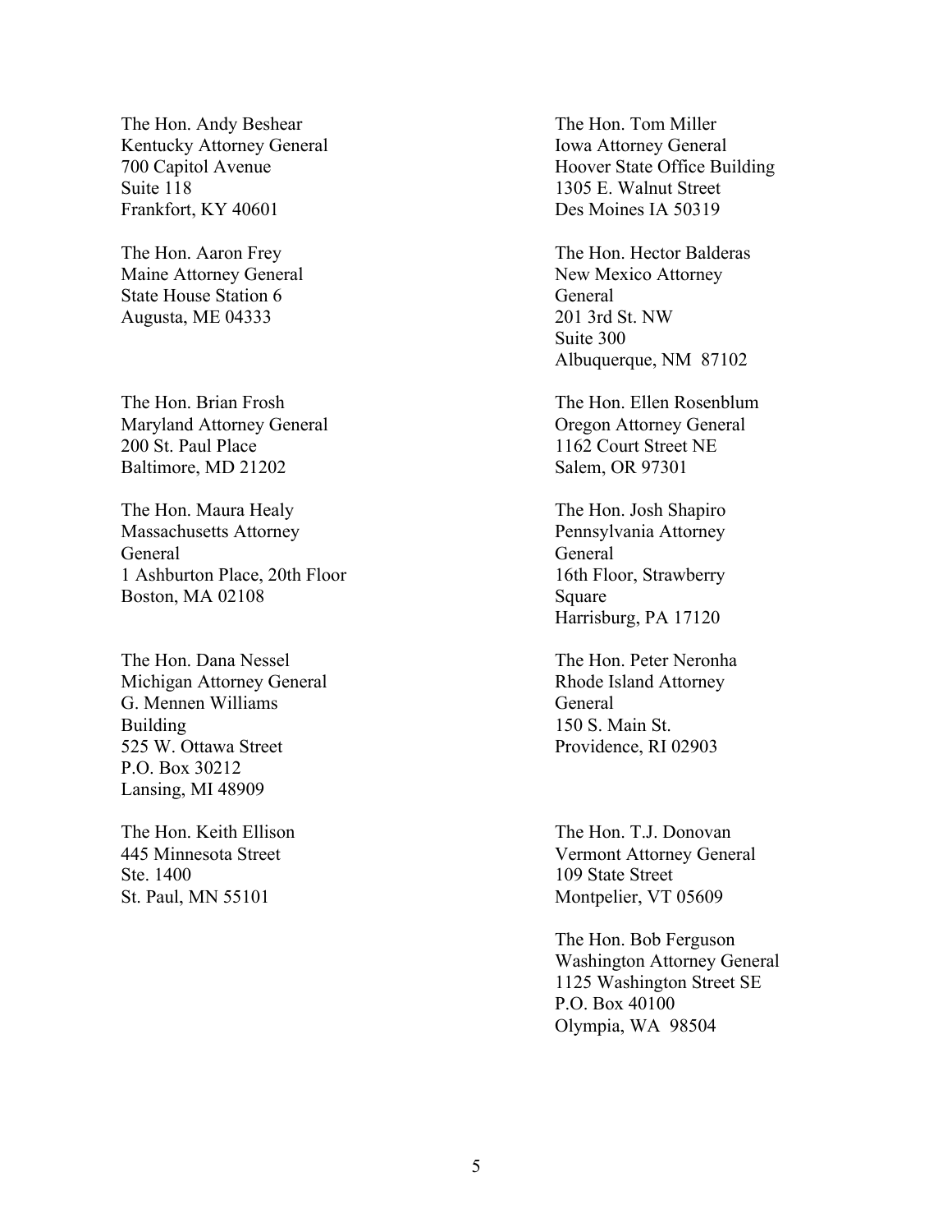The Hon. Andy Beshear
Kentucky Attorney General
700 Capitol Avenue
Suite 118
Frankfort, KY 40601

The Hon. Aaron Frey
Maine Attorney General
State House Station 6
Augusta, ME 04333

The Hon. Brian Frosh
Maryland Attorney General
200 St. Paul Place
Baltimore, MD 21202

The Hon. Maura Healy
Massachusetts Attorney General
1 Ashburton Place, 20th Floor
Boston, MA 02108

The Hon. Dana Nessel
Michigan Attorney General
G. Mennen Williams Building
525 W. Ottawa Street
P.O. Box 30212
Lansing, MI 48909

The Hon. Keith Ellison
445 Minnesota Street
Ste. 1400
St. Paul, MN 55101

The Hon. Tom Miller
Iowa Attorney General
Hoover State Office Building
1305 E. Walnut Street
Des Moines IA 50319

The Hon. Hector Balderas
New Mexico Attorney General
201 3rd St. NW
Suite 300
Albuquerque, NM 87102

The Hon. Ellen Rosenblum
Oregon Attorney General
1162 Court Street NE
Salem, OR 97301

The Hon. Josh Shapiro
Pennsylvania Attorney General
16th Floor, Strawberry Square
Harrisburg, PA 17120

The Hon. Peter Neronha
Rhode Island Attorney General
150 S. Main St.
Providence, RI 02903

The Hon. T.J. Donovan
Vermont Attorney General
109 State Street
Montpelier, VT 05609

The Hon. Bob Ferguson
Washington Attorney General
1125 Washington Street SE
P.O. Box 40100
Olympia, WA 98504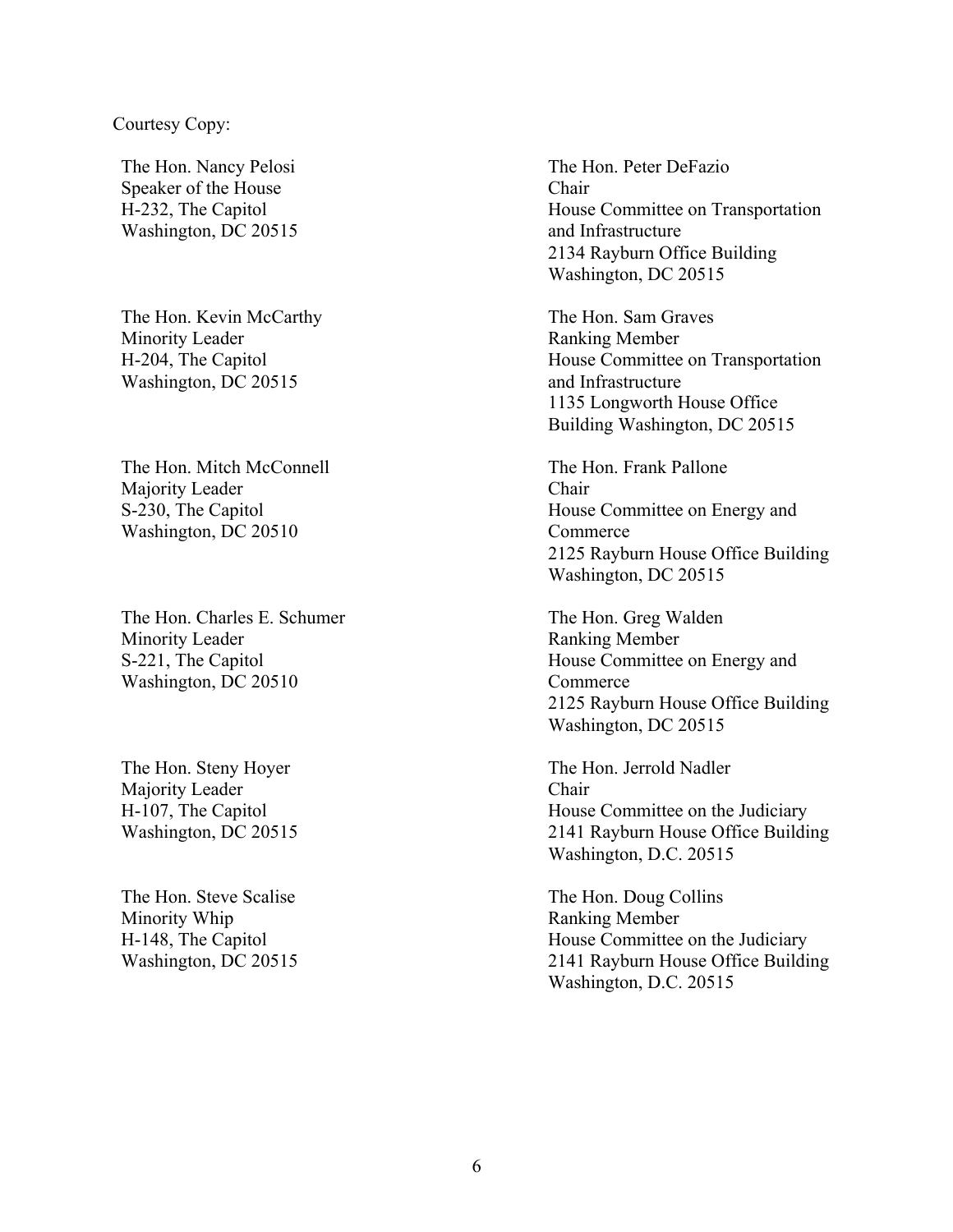Courtesy Copy:

The Hon. Nancy Pelosi
Speaker of the House
H-232, The Capitol
Washington, DC 20515

The Hon. Kevin McCarthy
Minority Leader
H-204, The Capitol
Washington, DC 20515

The Hon. Mitch McConnell
Majority Leader
S-230, The Capitol
Washington, DC 20510

The Hon. Charles E. Schumer
Minority Leader
S-221, The Capitol
Washington, DC 20510

The Hon. Steny Hoyer
Majority Leader
H-107, The Capitol
Washington, DC 20515

The Hon. Steve Scalise
Minority Whip
H-148, The Capitol
Washington, DC 20515

The Hon. Peter DeFazio
Chair
House Committee on Transportation and Infrastructure
2134 Rayburn Office Building
Washington, DC 20515

The Hon. Sam Graves
Ranking Member
House Committee on Transportation and Infrastructure
1135 Longworth House Office Building Washington, DC 20515

The Hon. Frank Pallone
Chair
House Committee on Energy and Commerce
2125 Rayburn House Office Building
Washington, DC 20515

The Hon. Greg Walden
Ranking Member
House Committee on Energy and Commerce
2125 Rayburn House Office Building
Washington, DC 20515

The Hon. Jerrold Nadler
Chair
House Committee on the Judiciary
2141 Rayburn House Office Building
Washington, D.C. 20515

The Hon. Doug Collins
Ranking Member
House Committee on the Judiciary
2141 Rayburn House Office Building
Washington, D.C. 20515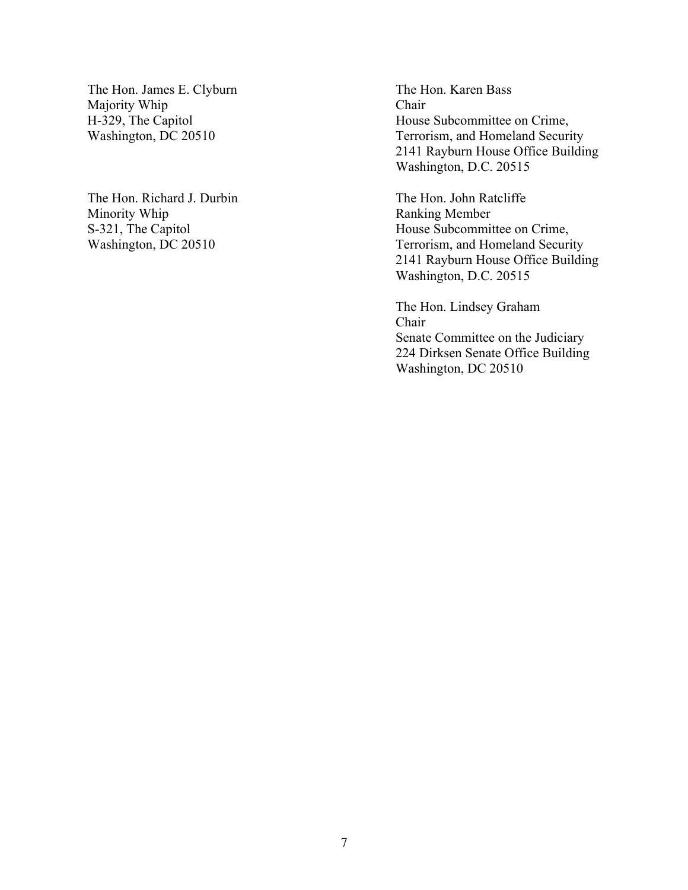The Hon. James E. Clyburn
Majority Whip
H-329, The Capitol
Washington, DC 20510

The Hon. Richard J. Durbin
Minority Whip
S-321, The Capitol
Washington, DC 20510

The Hon. Karen Bass
Chair
House Subcommittee on Crime, Terrorism, and Homeland Security
2141 Rayburn House Office Building
Washington, D.C. 20515

The Hon. John Ratcliffe
Ranking Member
House Subcommittee on Crime, Terrorism, and Homeland Security
2141 Rayburn House Office Building
Washington, D.C. 20515

The Hon. Lindsey Graham
Chair
Senate Committee on the Judiciary
224 Dirksen Senate Office Building
Washington, DC 20510